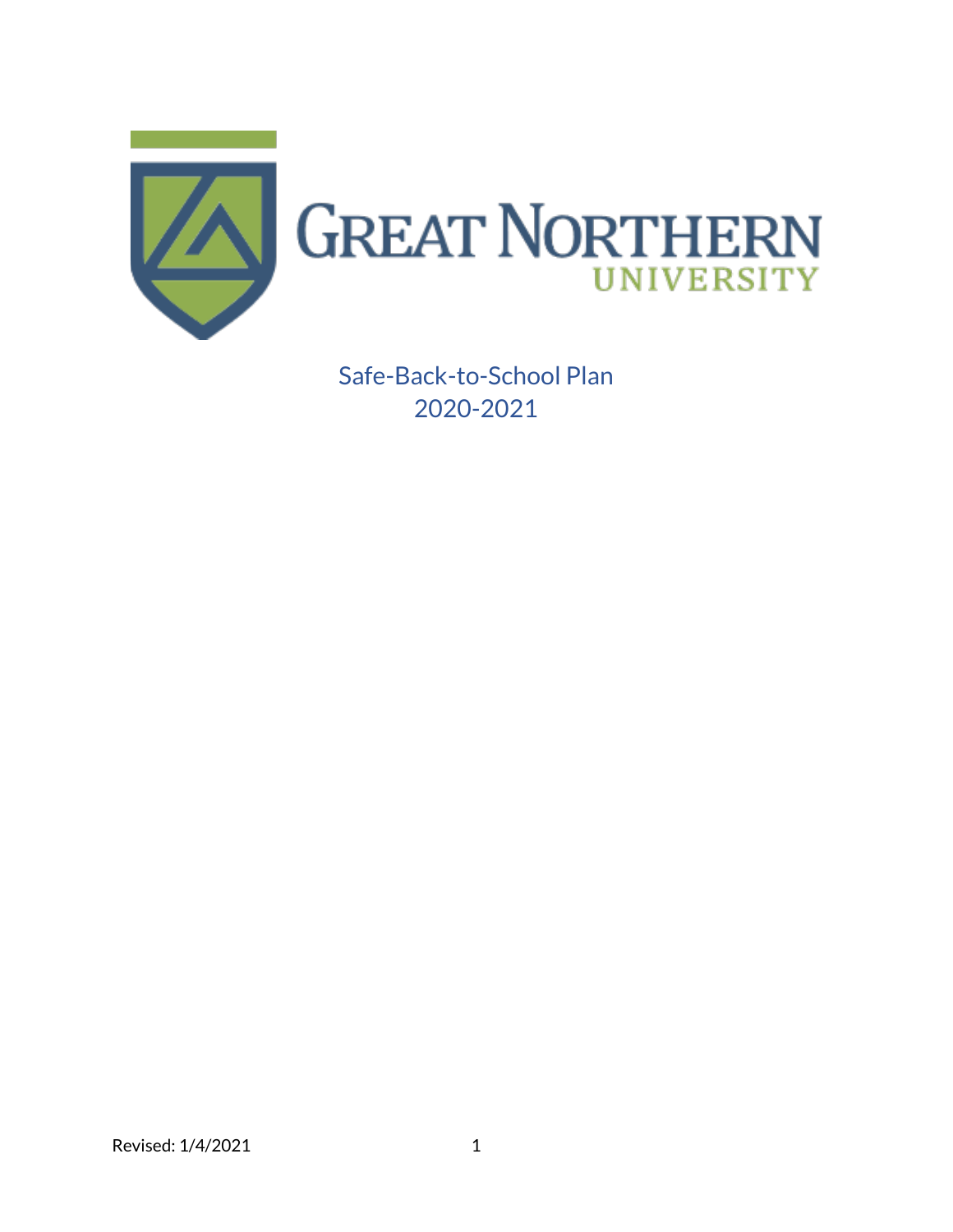# GREAT NORTHERN UNIVERSITY

Safe-Back-to-School Plan
2020-2021

Revised: 1/4/2021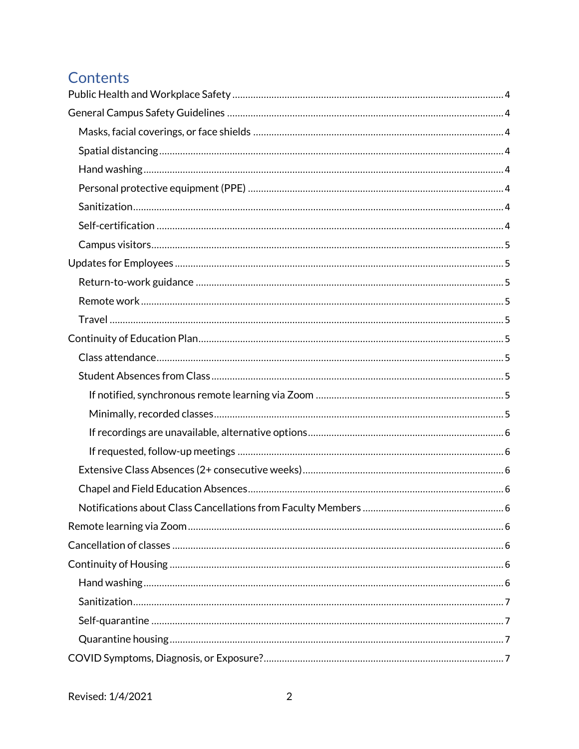# Contents

- Public Health and Workplace Safety ..... 4
- General Campus Safety Guidelines ..... 4
  - Masks, facial coverings, or face shields ..... 4
  - Spatial distancing ..... 4
  - Hand washing ..... 4
  - Personal protective equipment (PPE) ..... 4
  - Sanitization ..... 4
  - Self-certification ..... 4
  - Campus visitors ..... 5
- Updates for Employees ..... 5
  - Return-to-work guidance ..... 5
  - Remote work ..... 5
  - Travel ..... 5
- Continuity of Education Plan ..... 5
  - Class attendance ..... 5
  - Student Absences from Class ..... 5
    - If notified, synchronous remote learning via Zoom ..... 5
    - Minimally, recorded classes ..... 5
    - If recordings are unavailable, alternative options ..... 6
    - If requested, follow-up meetings ..... 6
  - Extensive Class Absences (2+ consecutive weeks) ..... 6
  - Chapel and Field Education Absences ..... 6
  - Notifications about Class Cancellations from Faculty Members ..... 6
- Remote learning via Zoom ..... 6
- Cancellation of classes ..... 6
- Continuity of Housing ..... 6
  - Hand washing ..... 6
  - Sanitization ..... 7
  - Self-quarantine ..... 7
  - Quarantine housing ..... 7
- COVID Symptoms, Diagnosis, or Exposure? ..... 7

Revised: 1/4/2021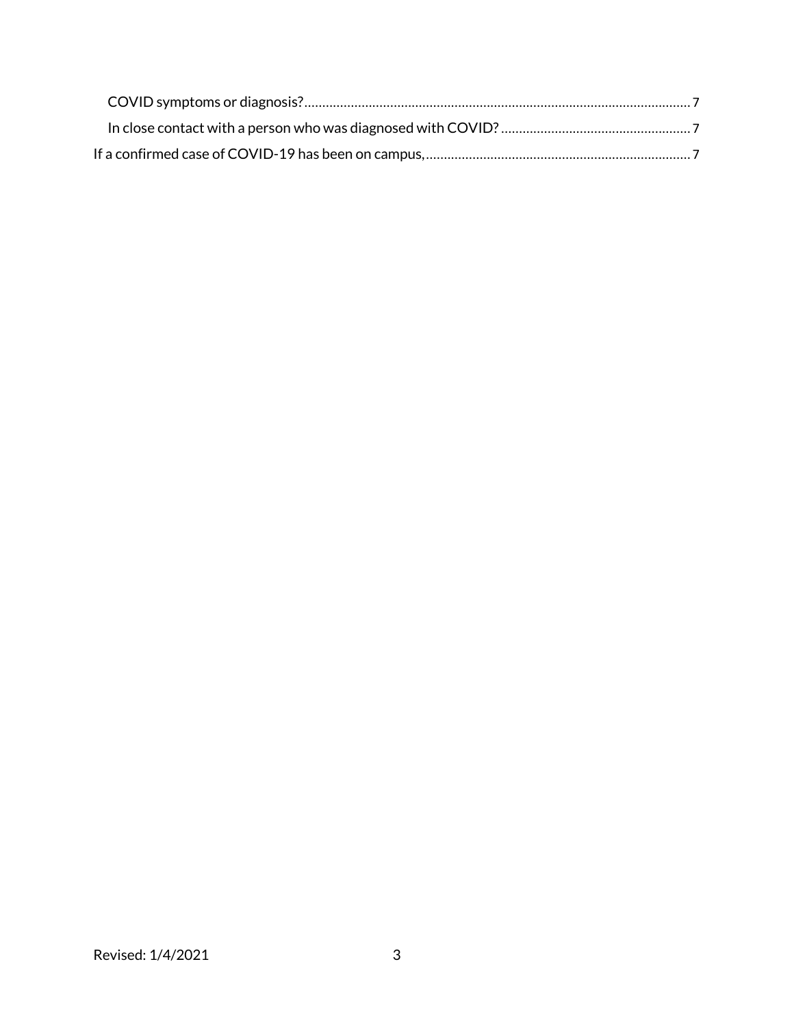COVID symptoms or diagnosis? ........................................................................................................... 7

In close contact with a person who was diagnosed with COVID? ..................................................... 7

If a confirmed case of COVID-19 has been on campus, ......................................................................... 7

Revised: 1/4/2021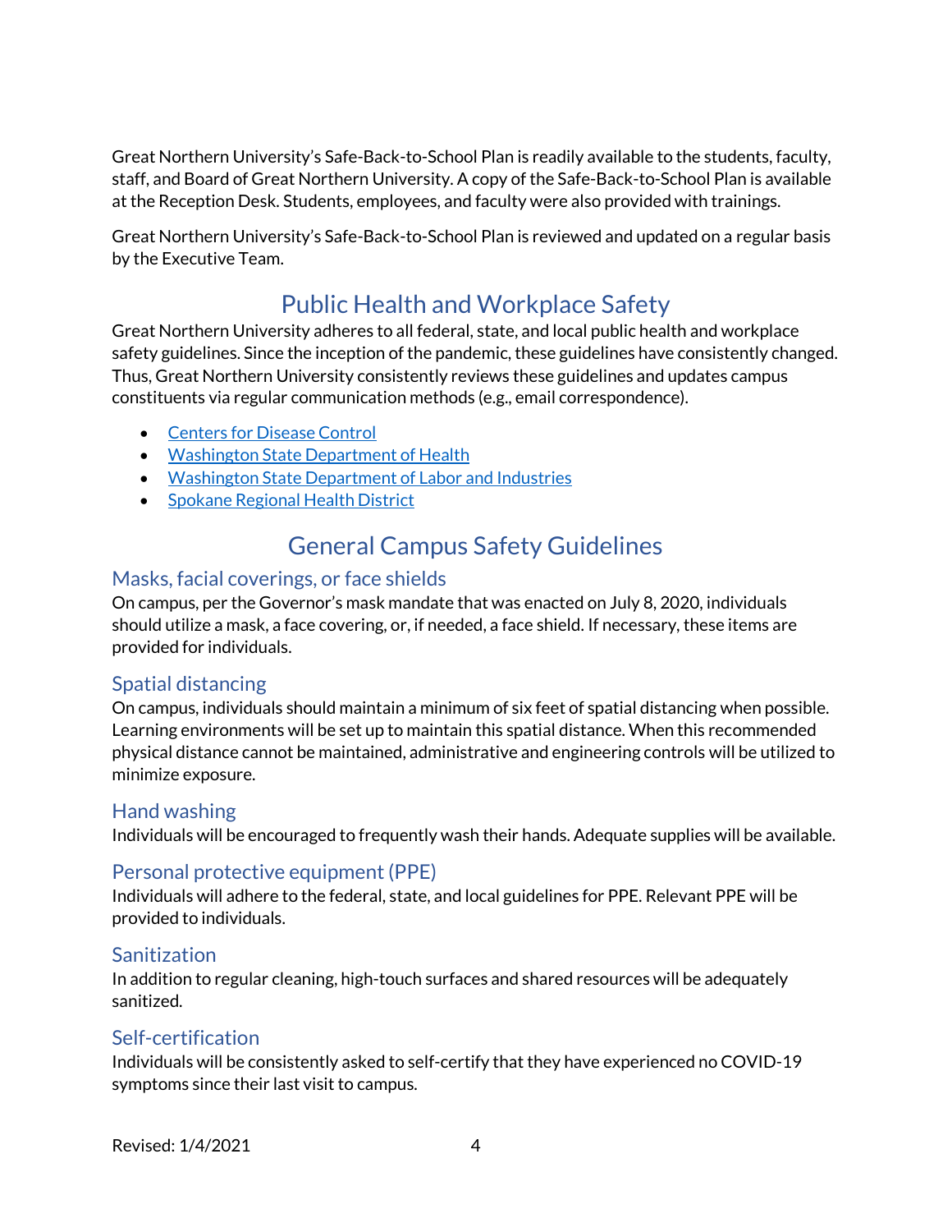Great Northern University's Safe-Back-to-School Plan is readily available to the students, faculty, staff, and Board of Great Northern University. A copy of the Safe-Back-to-School Plan is available at the Reception Desk. Students, employees, and faculty were also provided with trainings.

Great Northern University's Safe-Back-to-School Plan is reviewed and updated on a regular basis by the Executive Team.

## Public Health and Workplace Safety

Great Northern University adheres to all federal, state, and local public health and workplace safety guidelines. Since the inception of the pandemic, these guidelines have consistently changed. Thus, Great Northern University consistently reviews these guidelines and updates campus constituents via regular communication methods (e.g., email correspondence).

- Centers for Disease Control
- Washington State Department of Health
- Washington State Department of Labor and Industries
- Spokane Regional Health District

## General Campus Safety Guidelines

### Masks, facial coverings, or face shields

On campus, per the Governor's mask mandate that was enacted on July 8, 2020, individuals should utilize a mask, a face covering, or, if needed, a face shield. If necessary, these items are provided for individuals.

### Spatial distancing

On campus, individuals should maintain a minimum of six feet of spatial distancing when possible. Learning environments will be set up to maintain this spatial distance. When this recommended physical distance cannot be maintained, administrative and engineering controls will be utilized to minimize exposure.

### Hand washing

Individuals will be encouraged to frequently wash their hands. Adequate supplies will be available.

### Personal protective equipment (PPE)

Individuals will adhere to the federal, state, and local guidelines for PPE. Relevant PPE will be provided to individuals.

### Sanitization

In addition to regular cleaning, high-touch surfaces and shared resources will be adequately sanitized.

### Self-certification

Individuals will be consistently asked to self-certify that they have experienced no COVID-19 symptoms since their last visit to campus.

Revised: 1/4/2021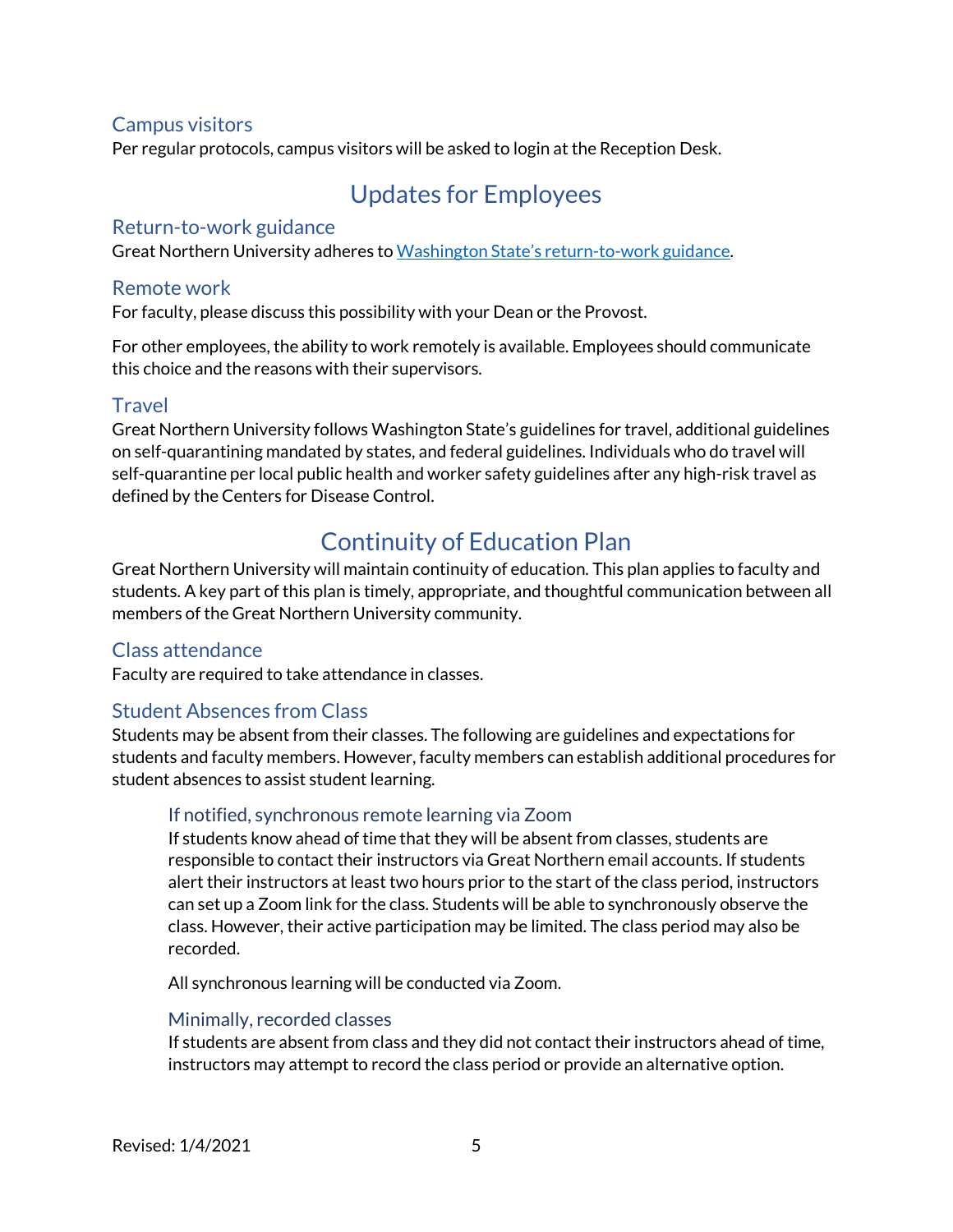### Campus visitors

Per regular protocols, campus visitors will be asked to login at the Reception Desk.

## Updates for Employees

### Return-to-work guidance

Great Northern University adheres to [Washington State's return-to-work guidance](Washington State's return-to-work guidance).

### Remote work

For faculty, please discuss this possibility with your Dean or the Provost.

For other employees, the ability to work remotely is available. Employees should communicate this choice and the reasons with their supervisors.

### Travel

Great Northern University follows Washington State's guidelines for travel, additional guidelines on self-quarantining mandated by states, and federal guidelines. Individuals who do travel will self-quarantine per local public health and worker safety guidelines after any high-risk travel as defined by the Centers for Disease Control.

## Continuity of Education Plan

Great Northern University will maintain continuity of education. This plan applies to faculty and students. A key part of this plan is timely, appropriate, and thoughtful communication between all members of the Great Northern University community.

### Class attendance

Faculty are required to take attendance in classes.

### Student Absences from Class

Students may be absent from their classes. The following are guidelines and expectations for students and faculty members. However, faculty members can establish additional procedures for student absences to assist student learning.

#### If notified, synchronous remote learning via Zoom

If students know ahead of time that they will be absent from classes, students are responsible to contact their instructors via Great Northern email accounts. If students alert their instructors at least two hours prior to the start of the class period, instructors can set up a Zoom link for the class. Students will be able to synchronously observe the class. However, their active participation may be limited. The class period may also be recorded.

All synchronous learning will be conducted via Zoom.

#### Minimally, recorded classes

If students are absent from class and they did not contact their instructors ahead of time, instructors may attempt to record the class period or provide an alternative option.

Revised: 1/4/2021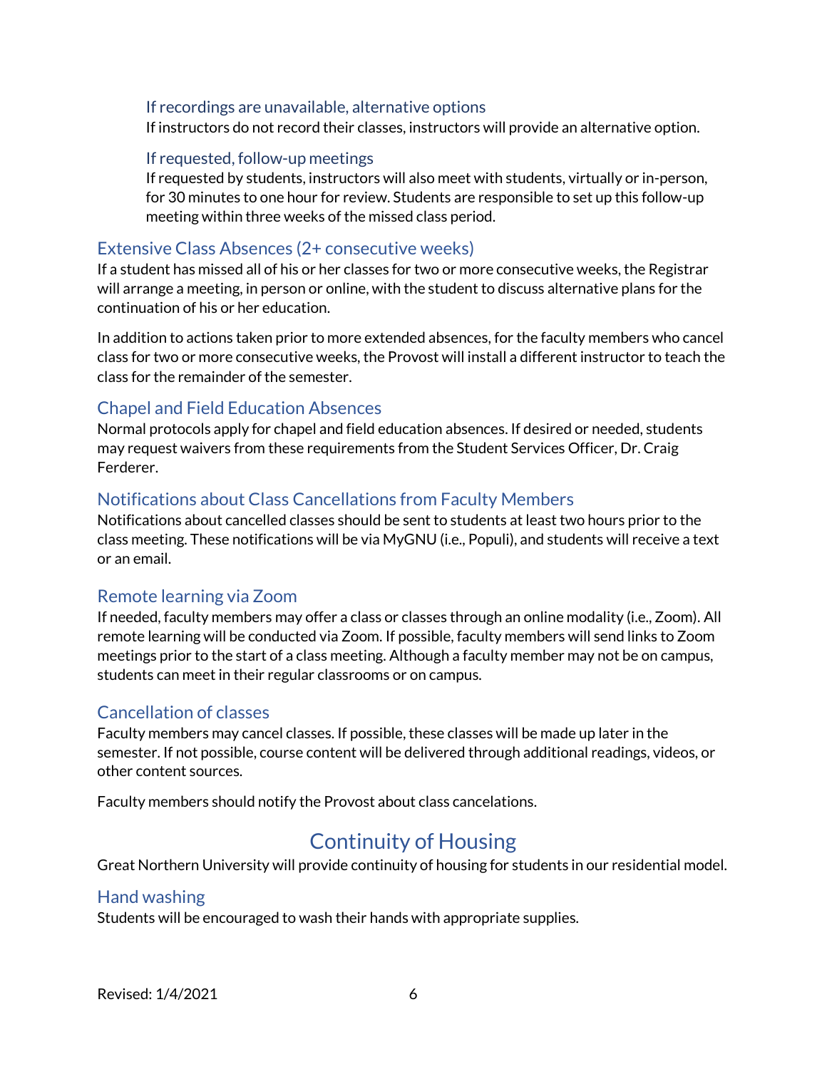#### If recordings are unavailable, alternative options

If instructors do not record their classes, instructors will provide an alternative option.

#### If requested, follow-up meetings

If requested by students, instructors will also meet with students, virtually or in-person, for 30 minutes to one hour for review. Students are responsible to set up this follow-up meeting within three weeks of the missed class period.

### Extensive Class Absences (2+ consecutive weeks)

If a student has missed all of his or her classes for two or more consecutive weeks, the Registrar will arrange a meeting, in person or online, with the student to discuss alternative plans for the continuation of his or her education.

In addition to actions taken prior to more extended absences, for the faculty members who cancel class for two or more consecutive weeks, the Provost will install a different instructor to teach the class for the remainder of the semester.

### Chapel and Field Education Absences

Normal protocols apply for chapel and field education absences. If desired or needed, students may request waivers from these requirements from the Student Services Officer, Dr. Craig Ferderer.

### Notifications about Class Cancellations from Faculty Members

Notifications about cancelled classes should be sent to students at least two hours prior to the class meeting. These notifications will be via MyGNU (i.e., Populi), and students will receive a text or an email.

### Remote learning via Zoom

If needed, faculty members may offer a class or classes through an online modality (i.e., Zoom). All remote learning will be conducted via Zoom. If possible, faculty members will send links to Zoom meetings prior to the start of a class meeting. Although a faculty member may not be on campus, students can meet in their regular classrooms or on campus.

### Cancellation of classes

Faculty members may cancel classes. If possible, these classes will be made up later in the semester. If not possible, course content will be delivered through additional readings, videos, or other content sources.

Faculty members should notify the Provost about class cancelations.

## Continuity of Housing

Great Northern University will provide continuity of housing for students in our residential model.

### Hand washing

Students will be encouraged to wash their hands with appropriate supplies.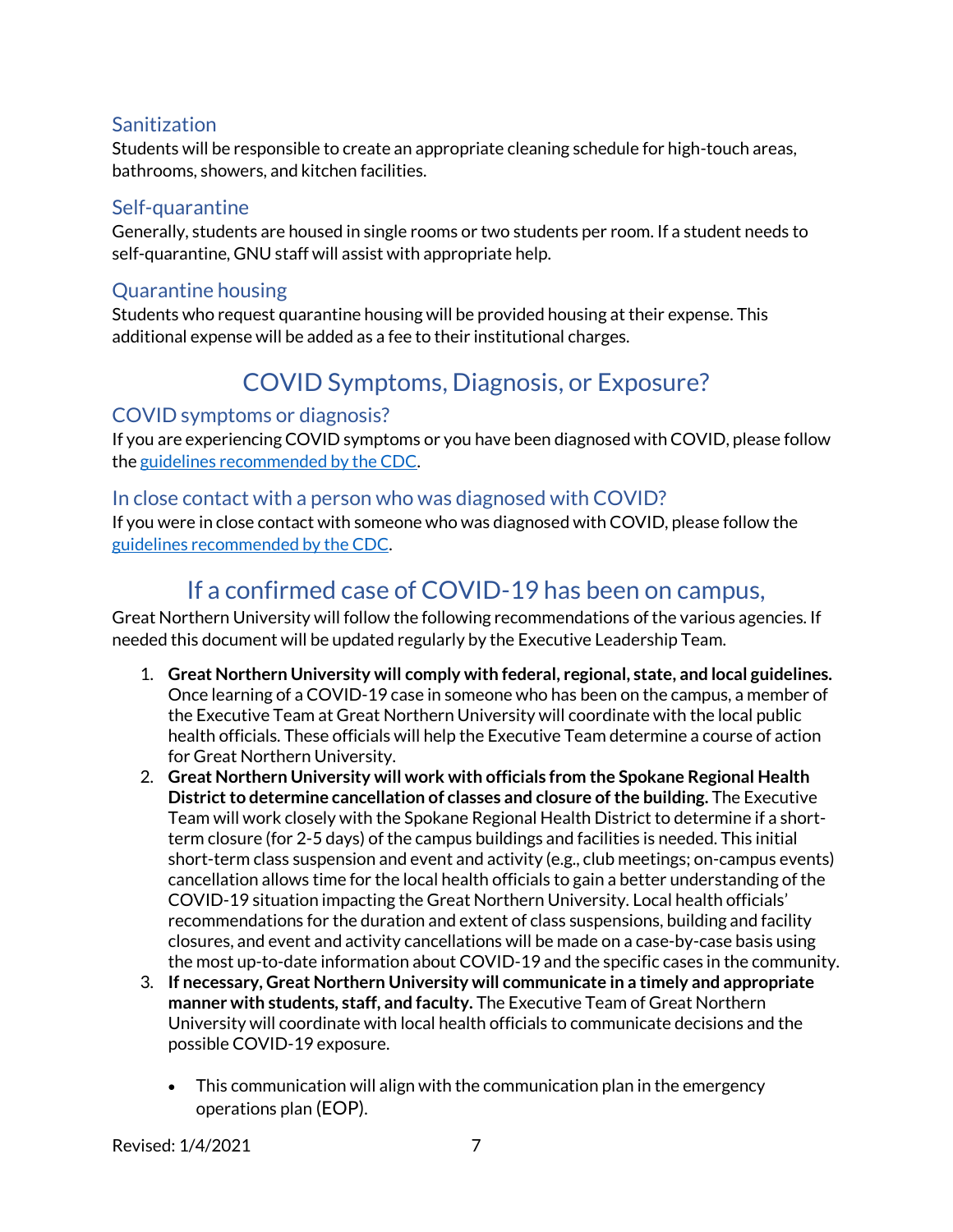### Sanitization

Students will be responsible to create an appropriate cleaning schedule for high-touch areas, bathrooms, showers, and kitchen facilities.

### Self-quarantine

Generally, students are housed in single rooms or two students per room. If a student needs to self-quarantine, GNU staff will assist with appropriate help.

### Quarantine housing

Students who request quarantine housing will be provided housing at their expense. This additional expense will be added as a fee to their institutional charges.

## COVID Symptoms, Diagnosis, or Exposure?

### COVID symptoms or diagnosis?

If you are experiencing COVID symptoms or you have been diagnosed with COVID, please follow the guidelines recommended by the CDC.

### In close contact with a person who was diagnosed with COVID?

If you were in close contact with someone who was diagnosed with COVID, please follow the guidelines recommended by the CDC.

## If a confirmed case of COVID-19 has been on campus,

Great Northern University will follow the following recommendations of the various agencies. If needed this document will be updated regularly by the Executive Leadership Team.

1. **Great Northern University will comply with federal, regional, state, and local guidelines.** Once learning of a COVID-19 case in someone who has been on the campus, a member of the Executive Team at Great Northern University will coordinate with the local public health officials. These officials will help the Executive Team determine a course of action for Great Northern University.
2. **Great Northern University will work with officials from the Spokane Regional Health District to determine cancellation of classes and closure of the building.** The Executive Team will work closely with the Spokane Regional Health District to determine if a short-term closure (for 2-5 days) of the campus buildings and facilities is needed. This initial short-term class suspension and event and activity (e.g., club meetings; on-campus events) cancellation allows time for the local health officials to gain a better understanding of the COVID-19 situation impacting the Great Northern University. Local health officials' recommendations for the duration and extent of class suspensions, building and facility closures, and event and activity cancellations will be made on a case-by-case basis using the most up-to-date information about COVID-19 and the specific cases in the community.
3. **If necessary, Great Northern University will communicate in a timely and appropriate manner with students, staff, and faculty.** The Executive Team of Great Northern University will coordinate with local health officials to communicate decisions and the possible COVID-19 exposure.

    - This communication will align with the communication plan in the emergency operations plan (EOP).

Revised: 1/4/2021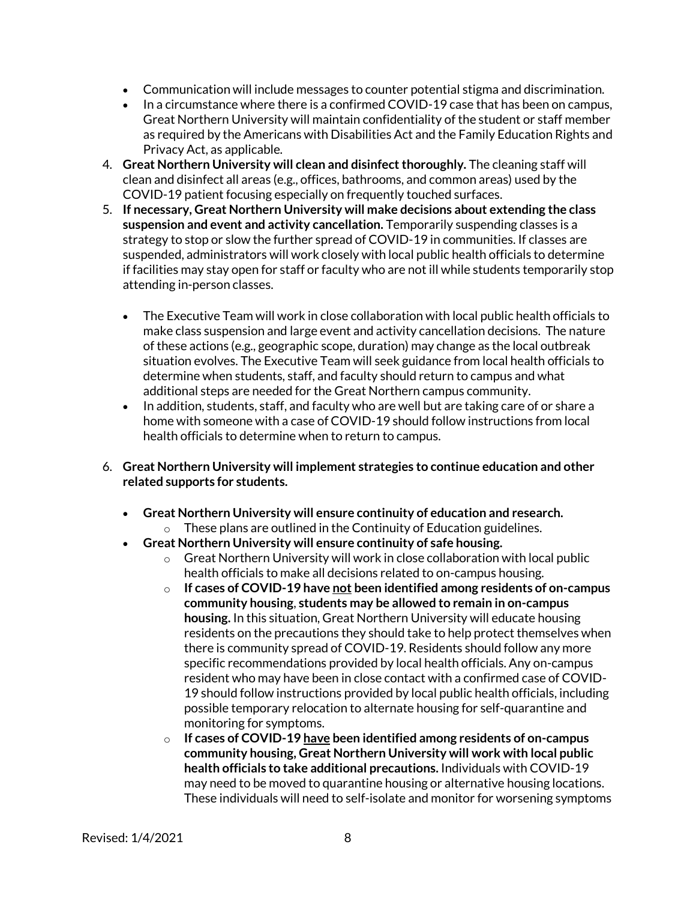- Communication will include messages to counter potential stigma and discrimination.
- In a circumstance where there is a confirmed COVID-19 case that has been on campus, Great Northern University will maintain confidentiality of the student or staff member as required by the Americans with Disabilities Act and the Family Education Rights and Privacy Act, as applicable.

4. **Great Northern University will clean and disinfect thoroughly.** The cleaning staff will clean and disinfect all areas (e.g., offices, bathrooms, and common areas) used by the COVID-19 patient focusing especially on frequently touched surfaces.
5. **If necessary, Great Northern University will make decisions about extending the class suspension and event and activity cancellation.** Temporarily suspending classes is a strategy to stop or slow the further spread of COVID-19 in communities. If classes are suspended, administrators will work closely with local public health officials to determine if facilities may stay open for staff or faculty who are not ill while students temporarily stop attending in-person classes.

   - The Executive Team will work in close collaboration with local public health officials to make class suspension and large event and activity cancellation decisions. The nature of these actions (e.g., geographic scope, duration) may change as the local outbreak situation evolves. The Executive Team will seek guidance from local health officials to determine when students, staff, and faculty should return to campus and what additional steps are needed for the Great Northern campus community.
   - In addition, students, staff, and faculty who are well but are taking care of or share a home with someone with a case of COVID-19 should follow instructions from local health officials to determine when to return to campus.

6. **Great Northern University will implement strategies to continue education and other related supports for students.**

   - **Great Northern University will ensure continuity of education and research.**
     - These plans are outlined in the Continuity of Education guidelines.
   - **Great Northern University will ensure continuity of safe housing.**
     - Great Northern University will work in close collaboration with local public health officials to make all decisions related to on-campus housing.
     - **If cases of COVID-19 have <u>not</u> been identified among residents of on-campus community housing, students may be allowed to remain in on-campus housing.** In this situation, Great Northern University will educate housing residents on the precautions they should take to help protect themselves when there is community spread of COVID-19. Residents should follow any more specific recommendations provided by local health officials. Any on-campus resident who may have been in close contact with a confirmed case of COVID-19 should follow instructions provided by local public health officials, including possible temporary relocation to alternate housing for self-quarantine and monitoring for symptoms.
     - **If cases of COVID-19 <u>have</u> been identified among residents of on-campus community housing, Great Northern University will work with local public health officials to take additional precautions.** Individuals with COVID-19 may need to be moved to quarantine housing or alternative housing locations. These individuals will need to self-isolate and monitor for worsening symptoms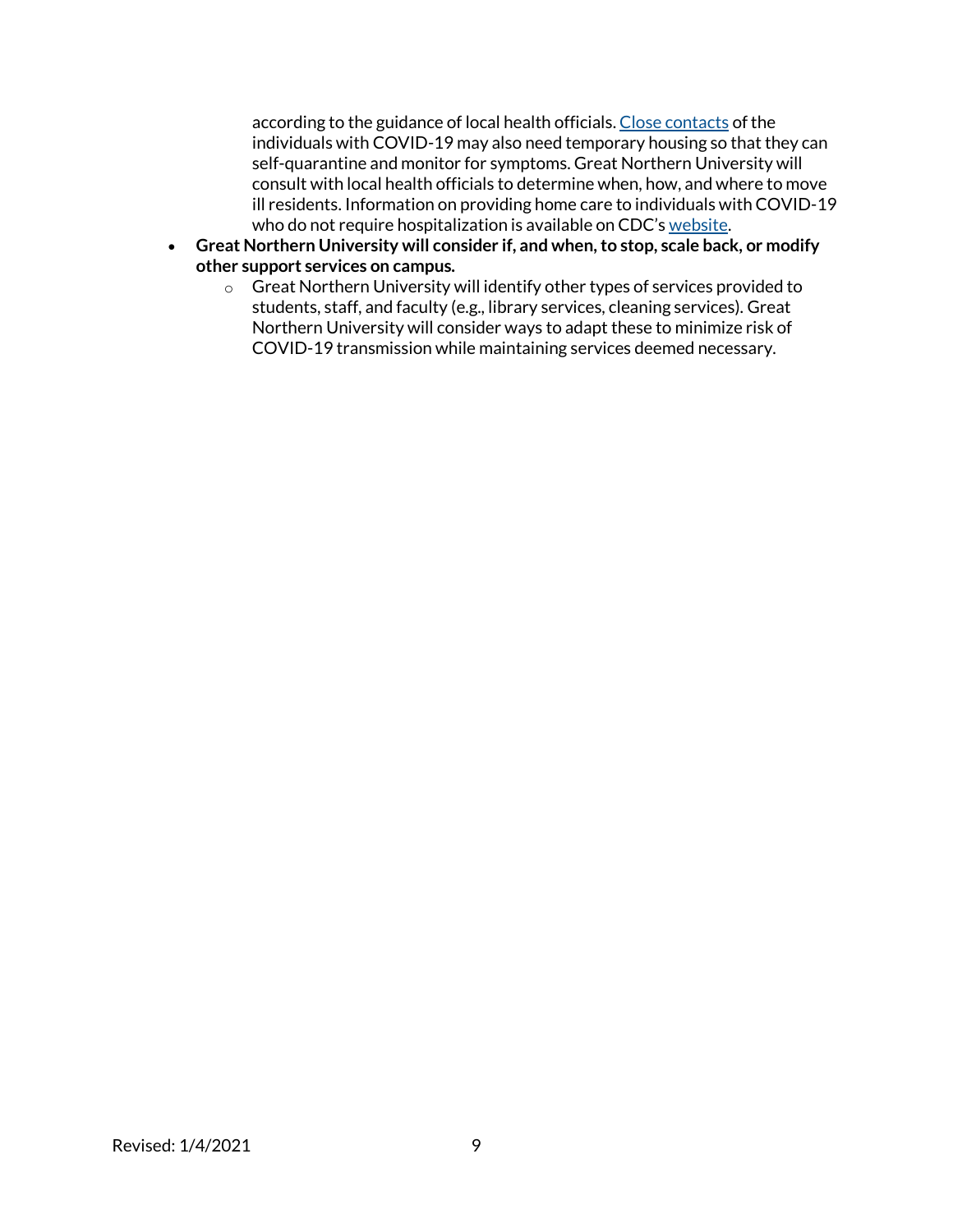according to the guidance of local health officials. Close contacts of the individuals with COVID-19 may also need temporary housing so that they can self-quarantine and monitor for symptoms. Great Northern University will consult with local health officials to determine when, how, and where to move ill residents. Information on providing home care to individuals with COVID-19 who do not require hospitalization is available on CDC's website.

- **Great Northern University will consider if, and when, to stop, scale back, or modify other support services on campus.**
  - Great Northern University will identify other types of services provided to students, staff, and faculty (e.g., library services, cleaning services). Great Northern University will consider ways to adapt these to minimize risk of COVID-19 transmission while maintaining services deemed necessary.

Revised: 1/4/2021